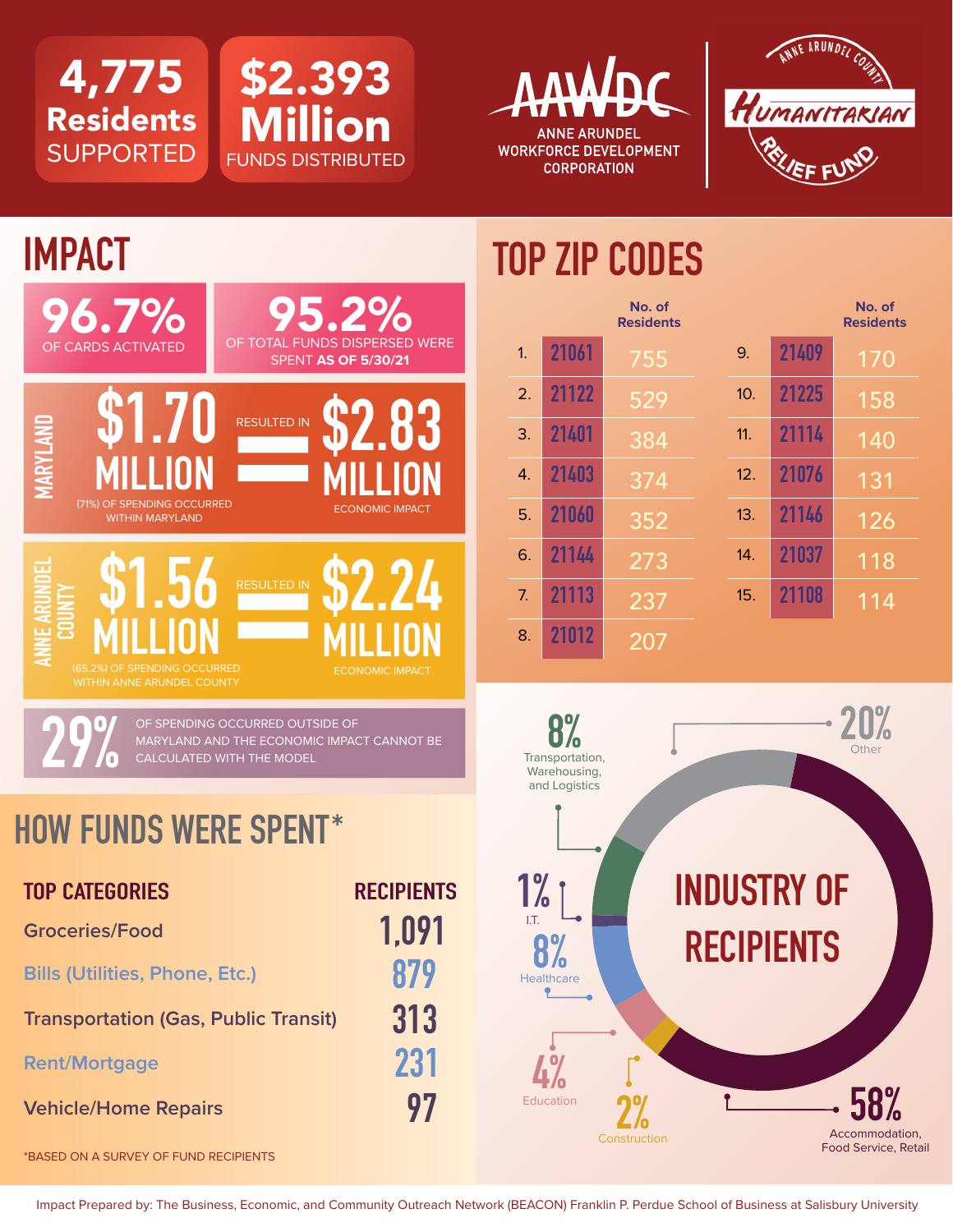**4,775 Residents SUPPORTED**

**$2.393 Million FUNDS DISTRIBUTED**

AAWDC — ANNE ARUNDEL WORKFORCE DEVELOPMENT CORPORATION

ANNE ARUNDEL COUNTY HUMANITARIAN RELIEF FUND

# IMPACT

**96.7%** OF CARDS ACTIVATED

**95.2%** OF TOTAL FUNDS DISPERSED WERE SPENT **AS OF 5/30/21**

**MARYLAND**

**$1.70 MILLION** RESULTED IN **$2.83 MILLION** ECONOMIC IMPACT

(71%) OF SPENDING OCCURRED WITHIN MARYLAND

**ANNE ARUNDEL COUNTY**

**$1.56 MILLION** RESULTED IN **$2.24 MILLION** ECONOMIC IMPACT

(65.2%) OF SPENDING OCCURRED WITHIN ANNE ARUNDEL COUNTY

**29%** OF SPENDING OCCURRED OUTSIDE OF MARYLAND AND THE ECONOMIC IMPACT CANNOT BE CALCULATED WITH THE MODEL

# TOP ZIP CODES

| | | No. of Residents |
|---|---|---|
| 1. | 21061 | 755 |
| 2. | 21122 | 529 |
| 3. | 21401 | 384 |
| 4. | 21403 | 374 |
| 5. | 21060 | 352 |
| 6. | 21144 | 273 |
| 7. | 21113 | 237 |
| 8. | 21012 | 207 |
| 9. | 21409 | 170 |
| 10. | 21225 | 158 |
| 11. | 21114 | 140 |
| 12. | 21076 | 131 |
| 13. | 21146 | 126 |
| 14. | 21037 | 118 |
| 15. | 21108 | 114 |

# HOW FUNDS WERE SPENT*

| TOP CATEGORIES | RECIPIENTS |
|---|---|
| Groceries/Food | 1,091 |
| Bills (Utilities, Phone, Etc.) | 879 |
| Transportation (Gas, Public Transit) | 313 |
| Rent/Mortgage | 231 |
| Vehicle/Home Repairs | 97 |

*BASED ON A SURVEY OF FUND RECIPIENTS

# INDUSTRY OF RECIPIENTS

- 58% Accommodation, Food Service, Retail
- 20% Other
- 8% Transportation, Warehousing, and Logistics
- 8% Healthcare
- 4% Education
- 2% Construction
- 1% I.T.

Impact Prepared by: The Business, Economic, and Community Outreach Network (BEACON) Franklin P. Perdue School of Business at Salisbury University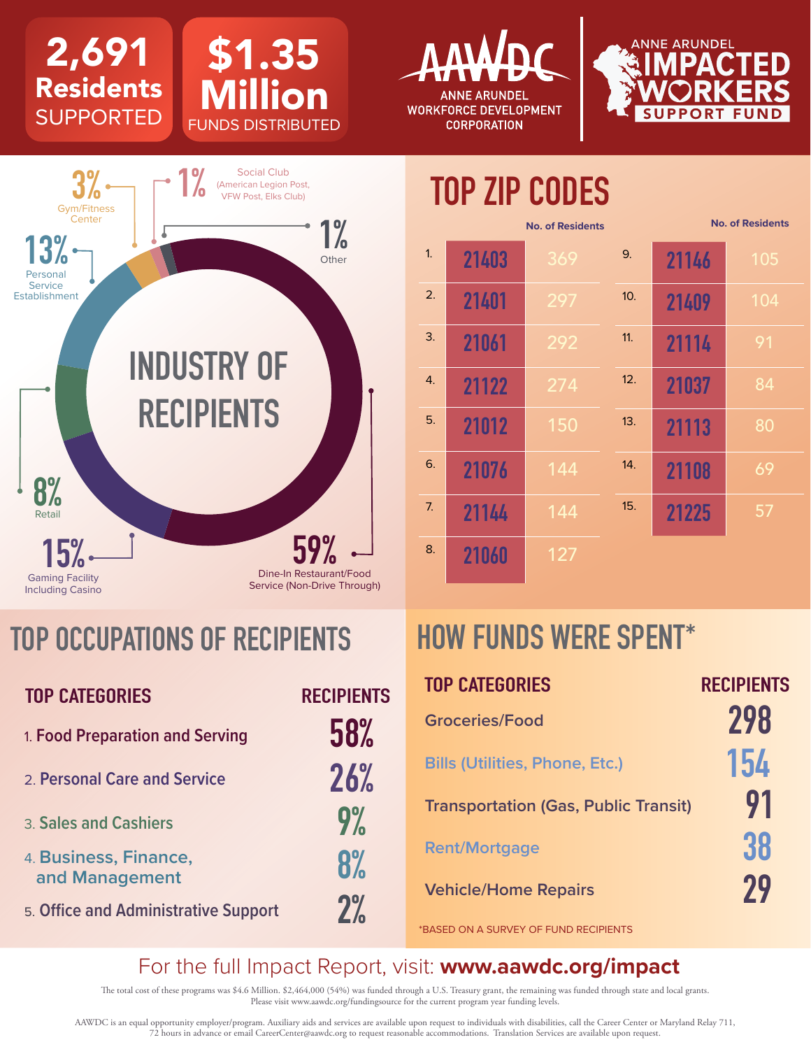**2,691 Residents SUPPORTED**

**$1.35 Million FUNDS DISTRIBUTED**

AAWDC
ANNE ARUNDEL WORKFORCE DEVELOPMENT CORPORATION

ANNE ARUNDEL IMPACTED WORKERS SUPPORT FUND

## INDUSTRY OF RECIPIENTS

3% Gym/Fitness Center

1% Social Club (American Legion Post, VFW Post, Elks Club)

1% Other

13% Personal Service Establishment

8% Retail

15% Gaming Facility Including Casino

59% Dine-In Restaurant/Food Service (Non-Drive Through)

## TOP ZIP CODES

| | | No. of Residents | | | No. of Residents |
|---|---|---|---|---|---|
| 1. | 21403 | 369 | 9. | 21146 | 105 |
| 2. | 21401 | 297 | 10. | 21409 | 104 |
| 3. | 21061 | 292 | 11. | 21114 | 91 |
| 4. | 21122 | 274 | 12. | 21037 | 84 |
| 5. | 21012 | 150 | 13. | 21113 | 80 |
| 6. | 21076 | 144 | 14. | 21108 | 69 |
| 7. | 21144 | 144 | 15. | 21225 | 57 |
| 8. | 21060 | 127 | | | |

## TOP OCCUPATIONS OF RECIPIENTS

| TOP CATEGORIES | RECIPIENTS |
|---|---|
| 1. Food Preparation and Serving | 58% |
| 2. Personal Care and Service | 26% |
| 3. Sales and Cashiers | 9% |
| 4. Business, Finance, and Management | 8% |
| 5. Office and Administrative Support | 2% |

## HOW FUNDS WERE SPENT*

| TOP CATEGORIES | RECIPIENTS |
|---|---|
| Groceries/Food | 298 |
| Bills (Utilities, Phone, Etc.) | 154 |
| Transportation (Gas, Public Transit) | 91 |
| Rent/Mortgage | 38 |
| Vehicle/Home Repairs | 29 |

*BASED ON A SURVEY OF FUND RECIPIENTS

For the full Impact Report, visit: **www.aawdc.org/impact**

The total cost of these programs was $4.6 Million. $2,464,000 (54%) was funded through a U.S. Treasury grant, the remaining was funded through state and local grants. Please visit www.aawdc.org/fundingsource for the current program year funding levels.

AAWDC is an equal opportunity employer/program. Auxiliary aids and services are available upon request to individuals with disabilities, call the Career Center or Maryland Relay 711, 72 hours in advance or email CareerCenter@aawdc.org to request reasonable accommodations. Translation Services are available upon request.